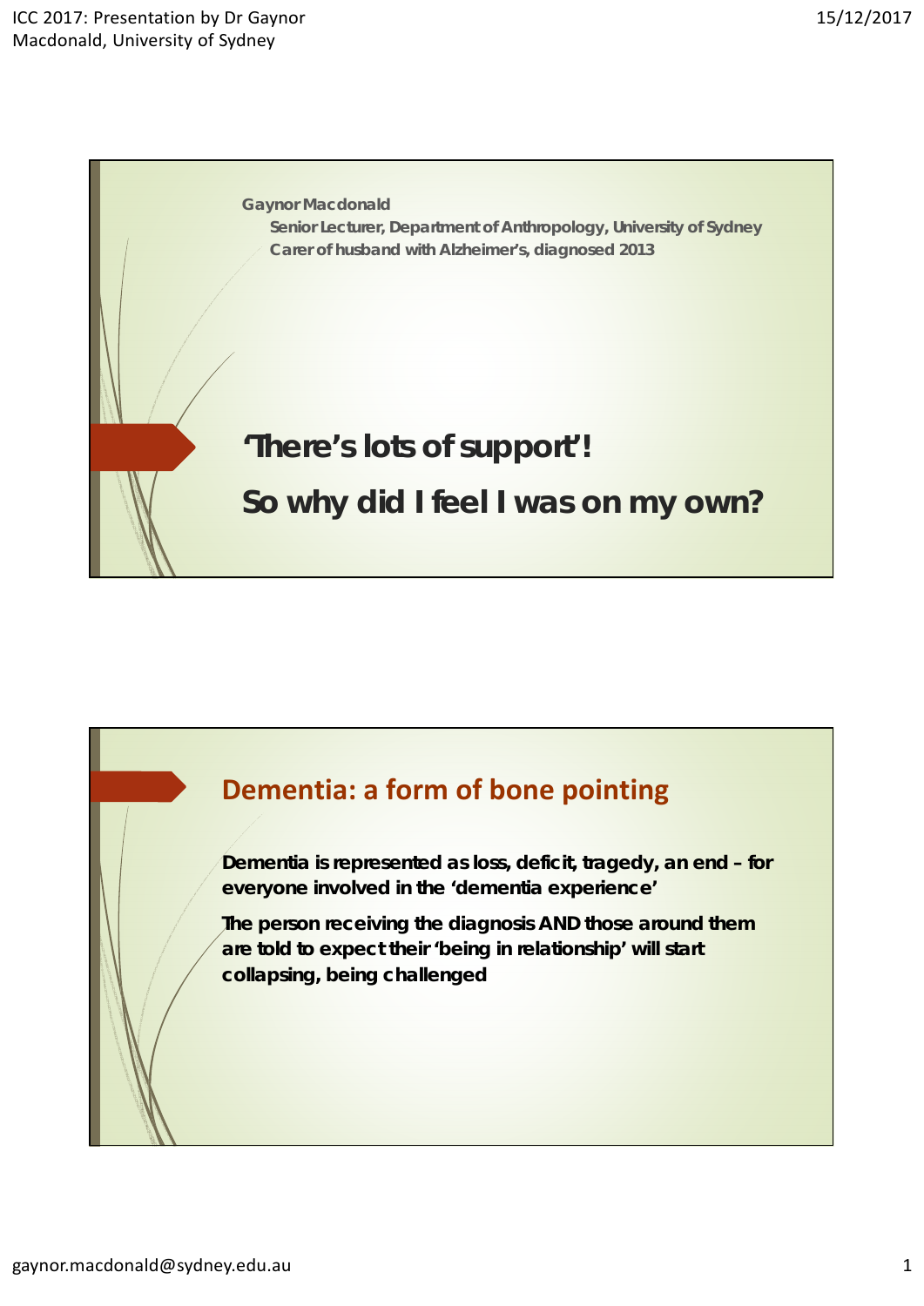Gaynor Macdonald

Senior Lecturer, Department of Anthropology, University of Sydney

Carer of husband with Alzheimer's, diagnosed 2013

# 'There's lots of support'!

# So why did I feel I was on my own?

## Dementia: a form of bone pointing

Dementia is represented as loss, deficit, tragedy, an end – for everyone involved in the 'dementia experience'

The person receiving the diagnosis AND those around them are told to expect their 'being in relationship' will start collapsing, being challenged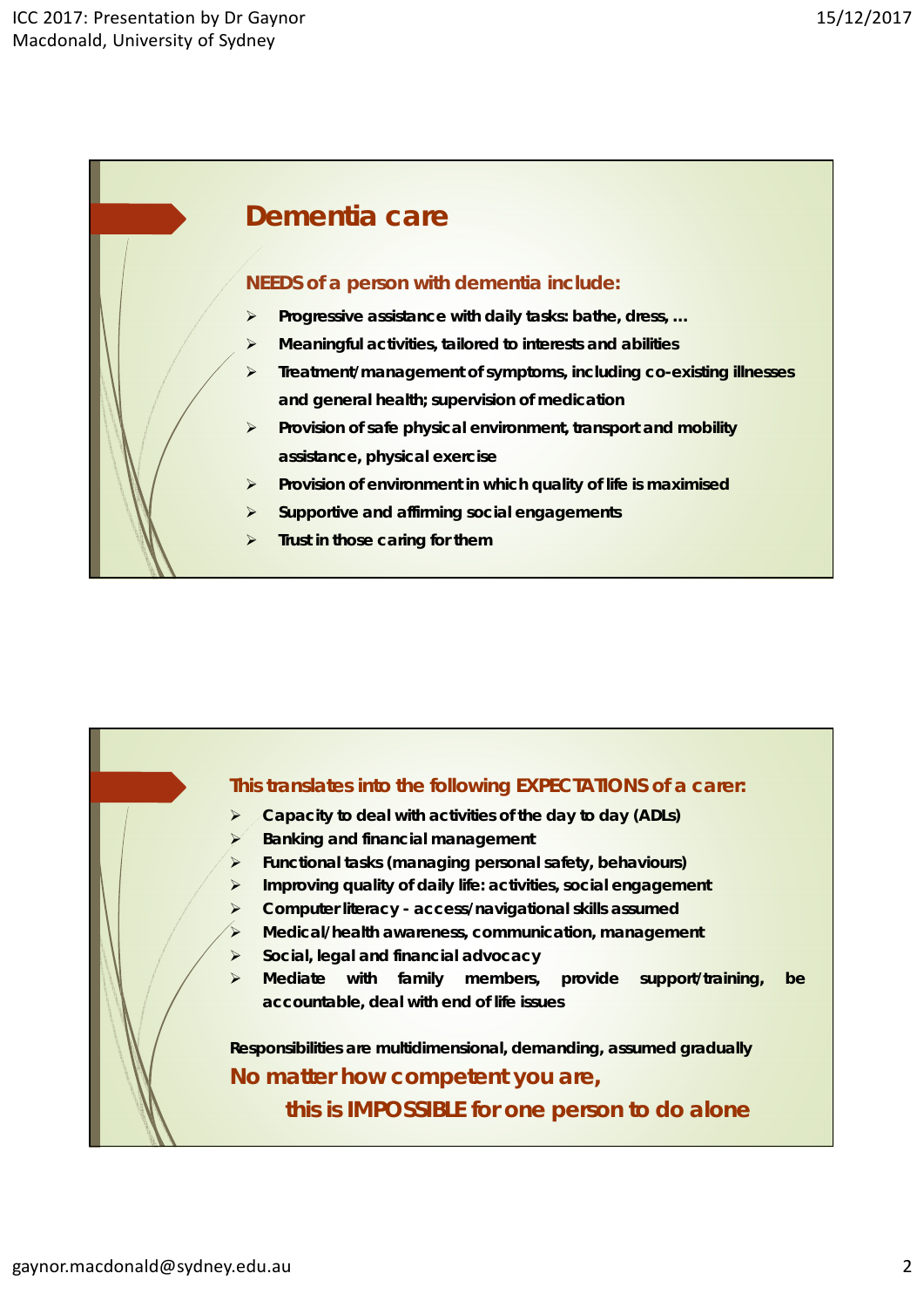## Dementia care

**NEEDS of a person with dementia include:**

- Progressive assistance with daily tasks: bathe, dress, …
- Meaningful activities, tailored to interests and abilities
- Treatment/management of symptoms, including co-existing illnesses and general health; supervision of medication
- Provision of safe physical environment, transport and mobility assistance, physical exercise
- Provision of environment in which quality of life is maximised
- Supportive and affirming social engagements
- Trust in those caring for them

**This translates into the following EXPECTATIONS of a carer:**

- Capacity to deal with activities of the day to day (ADLs)
- Banking and financial management
- Functional tasks (managing personal safety, behaviours)
- Improving quality of daily life: activities, social engagement
- Computer literacy - access/navigational skills assumed
- Medical/health awareness, communication, management
- Social, legal and financial advocacy
- Mediate with family members, provide support/training, be accountable, deal with end of life issues

**Responsibilities are multidimensional, demanding, assumed gradually**

**No matter how competent you are,**

**this is IMPOSSIBLE for one person to do alone**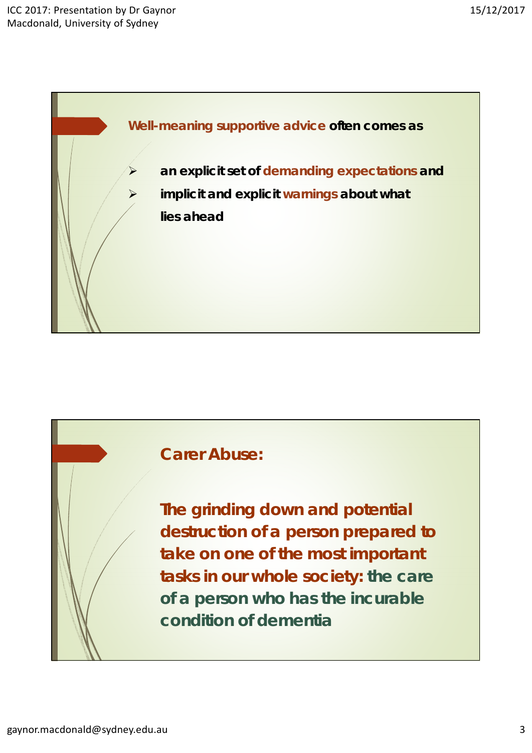**Well-meaning supportive advice often comes as**

- an explicit set of demanding expectations and
- implicit and explicit warnings about what lies ahead

## Carer Abuse:

**The grinding down and potential destruction of a person prepared to take on one of the most important tasks in our whole society: the care of a person who has the incurable condition of dementia**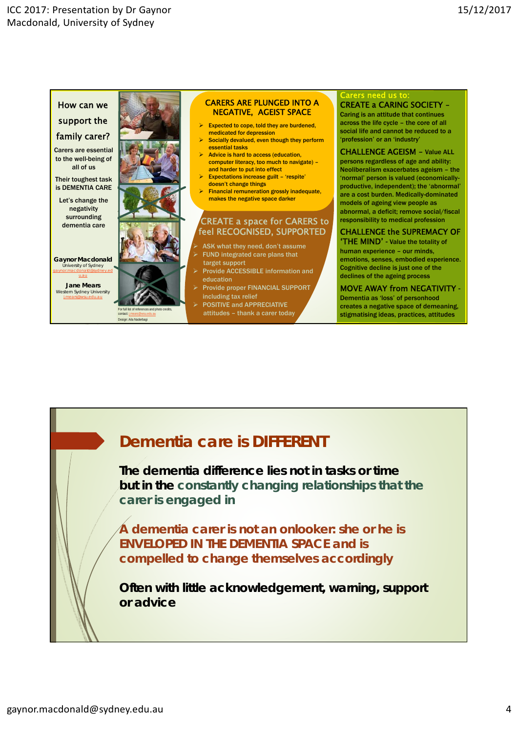## How can we support the family carer?

Carers are essential to the well-being of all of us

Their toughest task is DEMENTIA CARE

Let's change the negativity surrounding dementia care

**Gaynor Macdonald**
University of Sydney
gaynor.macdonald@sydney.edu.au

**Jane Mears**
Western Sydney University
j.mears@wsu.edu.au

For full list of references and photo credits, contact: j.mears@wsu.edu.au
Design: Aila Naderbagi

### CARERS ARE PLUNGED INTO A NEGATIVE, AGEIST SPACE

- Expected to cope, told they are burdened, medicated for depression
- Socially devalued, even though they perform essential tasks
- Advice is hard to access (education, computer literacy, too much to navigate) – and harder to put into effect
- Expectations increase guilt – 'respite' doesn't change things
- Financial remuneration grossly inadequate, makes the negative space darker

### CREATE a space for CARERS to feel RECOGNISED, SUPPORTED

- ASK what they need, don't assume
- FUND integrated care plans that target support
- Provide ACCESSIBLE information and education
- Provide proper FINANCIAL SUPPORT including tax relief
- POSITIVE and APPRECIATIVE attitudes – thank a carer today

### Carers need us to:

**CREATE a CARING SOCIETY** – Caring is an attitude that continues across the life cycle – the core of all social life and cannot be reduced to a 'profession' or an 'industry'

**CHALLENGE AGEISM** – Value ALL persons regardless of age and ability: Neoliberalism exacerbates ageism – the 'normal' person is valued (economically-productive, independent); the 'abnormal' are a cost burden. Medically-dominated models of ageing view people as abnormal, a deficit; remove social/fiscal responsibility to medical profession

**CHALLENGE the SUPREMACY OF 'THE MIND'** - Value the totality of human experience – our minds, emotions, senses, embodied experience. Cognitive decline is just one of the declines of the ageing process

**MOVE AWAY from NEGATIVITY** - Dementia as 'loss' of personhood creates a negative space of demeaning, stigmatising ideas, practices, attitudes

---

# Dementia care is DIFFERENT

**The dementia difference lies not in tasks or time but in the constantly changing relationships that the carer is engaged in**

**A dementia carer is not an onlooker: she or he is ENVELOPED IN THE DEMENTIA SPACE and is compelled to change themselves accordingly**

**Often with little acknowledgement, warning, support or advice**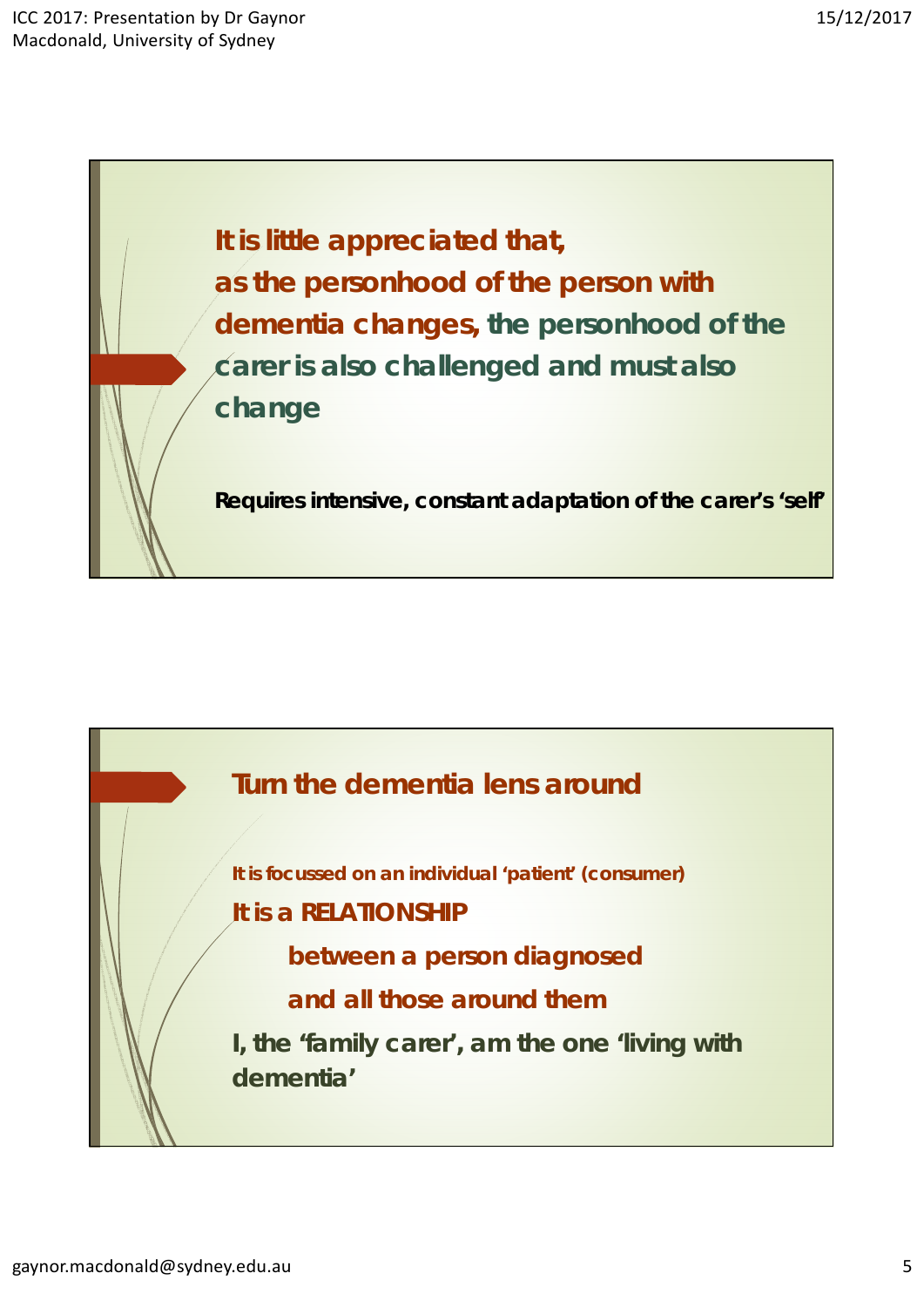**It is little appreciated that, as the personhood of the person with dementia changes, the personhood of the carer is also challenged and must also change**

**Requires intensive, constant adaptation of the carer's 'self'**

## Turn the dementia lens around

**It is focussed on an individual 'patient' (consumer)**

**It is a RELATIONSHIP**

**between a person diagnosed**

**and all those around them**

**I, the 'family carer', am the one 'living with dementia'**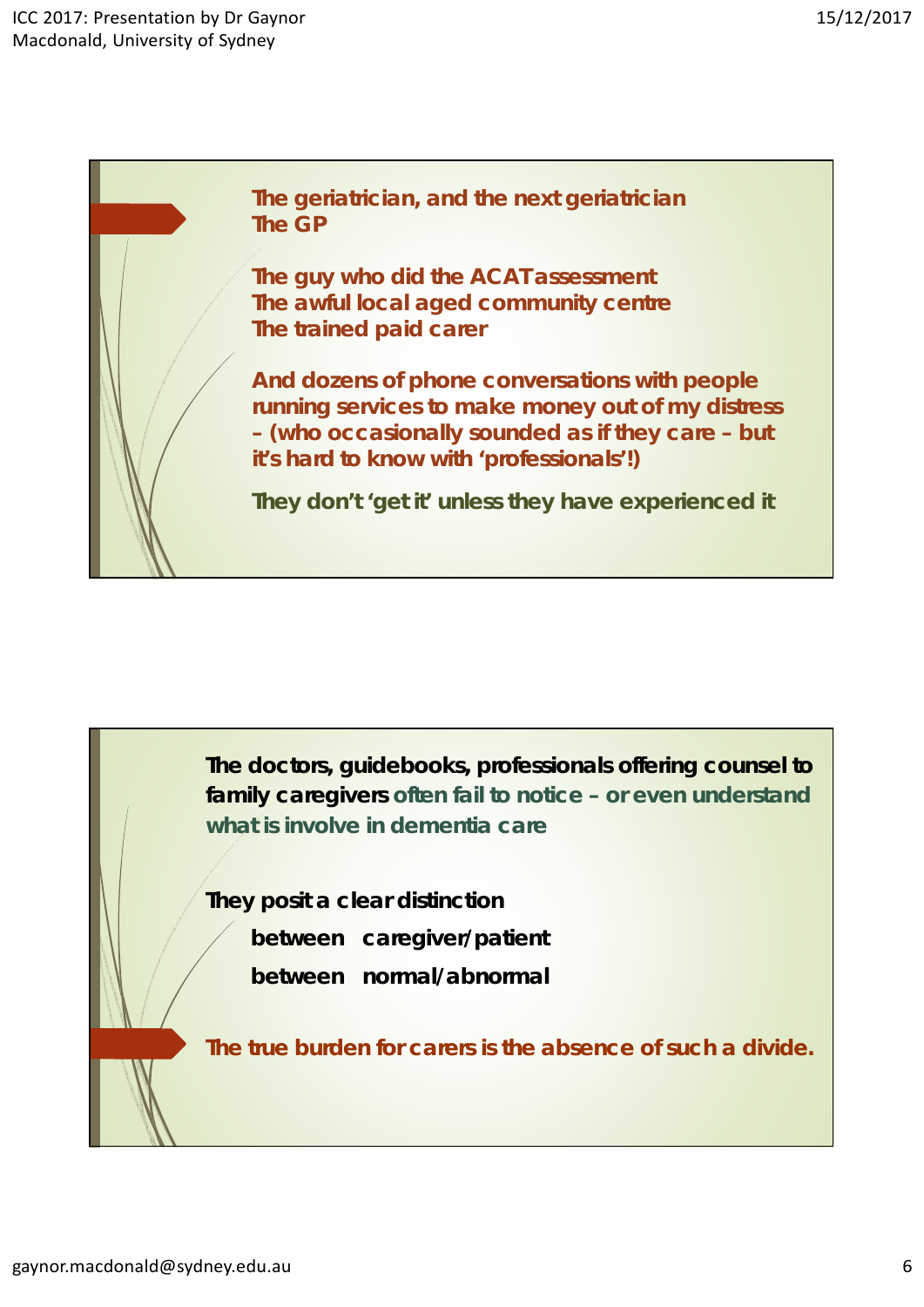The geriatrician, and the next geriatrician
The GP

The guy who did the ACAT assessment
The awful local aged community centre
The trained paid carer

And dozens of phone conversations with people running services to make money out of my distress – (who occasionally sounded as if they care – but it's hard to know with 'professionals'!)

They don't 'get it' unless they have experienced it

---

**The doctors, guidebooks, professionals offering counsel to family caregivers** often fail to notice – or even understand what is involve in dementia care

**They posit a clear distinction**

**between caregiver/patient**

**between normal/abnormal**

The true burden for carers is the absence of such a divide.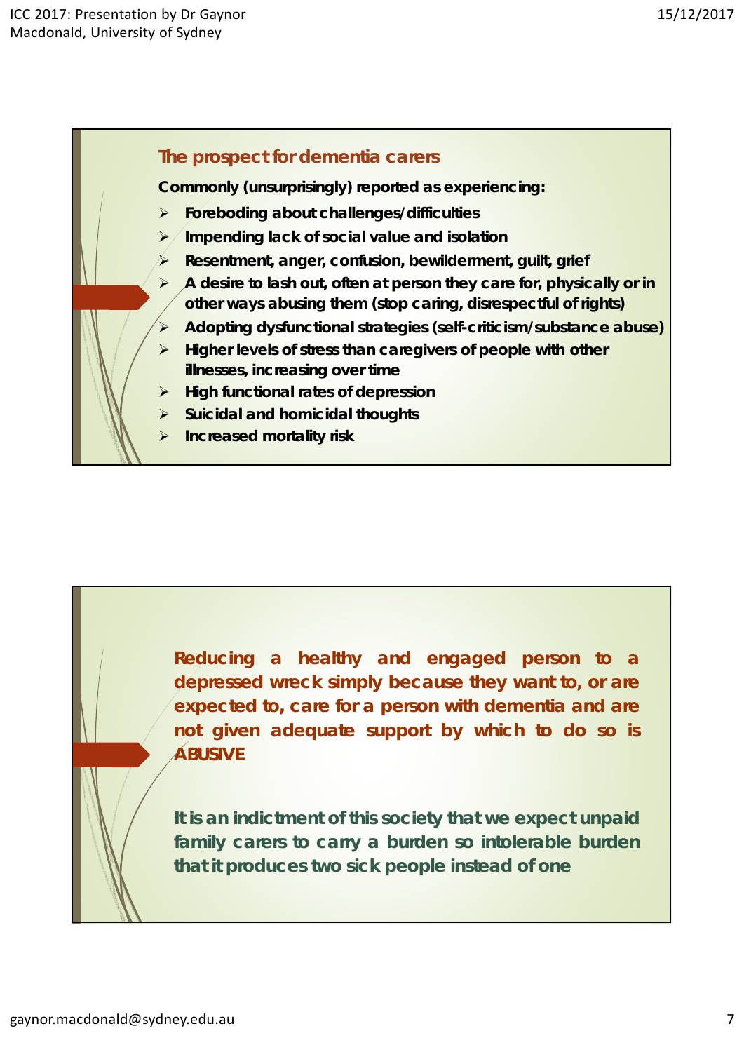## The prospect for dementia carers

**Commonly (unsurprisingly) reported as experiencing:**

- **Foreboding about challenges/difficulties**
- **Impending lack of social value and isolation**
- **Resentment, anger, confusion, bewilderment, guilt, grief**
- **A desire to lash out, often at person they care for, physically or in other ways abusing them (stop caring, disrespectful of rights)**
- **Adopting dysfunctional strategies (self-criticism/substance abuse)**
- **Higher levels of stress than caregivers of people with other illnesses, increasing over time**
- **High functional rates of depression**
- **Suicidal and homicidal thoughts**
- **Increased mortality risk**

---

**Reducing a healthy and engaged person to a depressed wreck simply because they want to, or are expected to, care for a person with dementia and are not given adequate support by which to do so is ABUSIVE**

**It is an indictment of this society that we expect unpaid family carers to carry a burden so intolerable burden that it produces two sick people instead of one**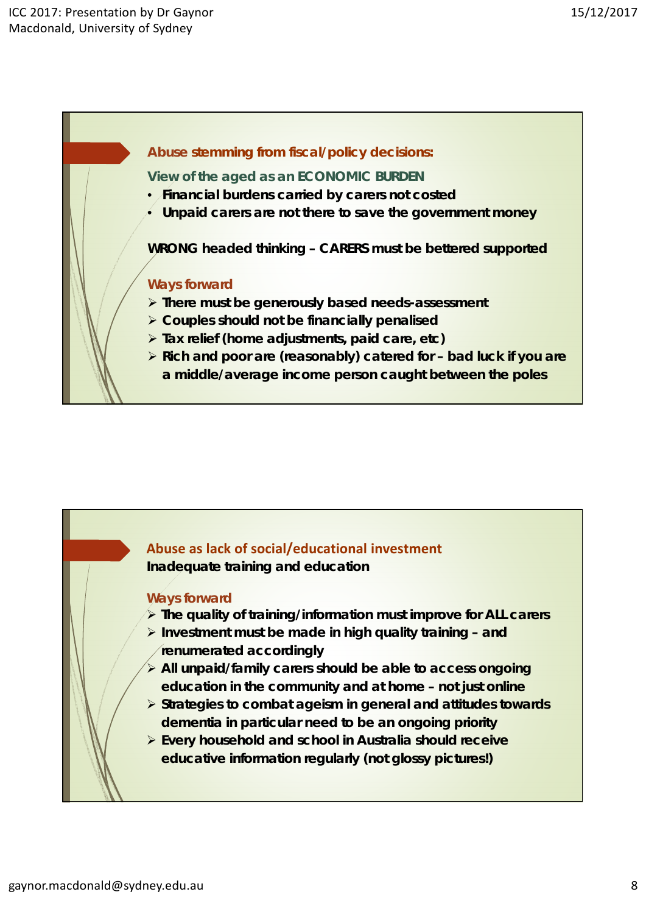## Abuse stemming from fiscal/policy decisions:

**View of the aged as an ECONOMIC BURDEN**

- **Financial burdens carried by carers not costed**
- **Unpaid carers are not there to save the government money**

**WRONG headed thinking – CARERS must be bettered supported**

### Ways forward

- **There must be generously based needs-assessment**
- **Couples should not be financially penalised**
- **Tax relief (home adjustments, paid care, etc)**
- **Rich and poor are (reasonably) catered for – bad luck if you are a middle/average income person caught between the poles**

## Abuse as lack of social/educational investment

**Inadequate training and education**

### Ways forward

- **The quality of training/information must improve for ALL carers**
- **Investment must be made in high quality training – and renumerated accordingly**
- **All unpaid/family carers should be able to access ongoing education in the community and at home – not just online**
- **Strategies to combat ageism in general and attitudes towards dementia in particular need to be an ongoing priority**
- **Every household and school in Australia should receive educative information regularly (not glossy pictures!)**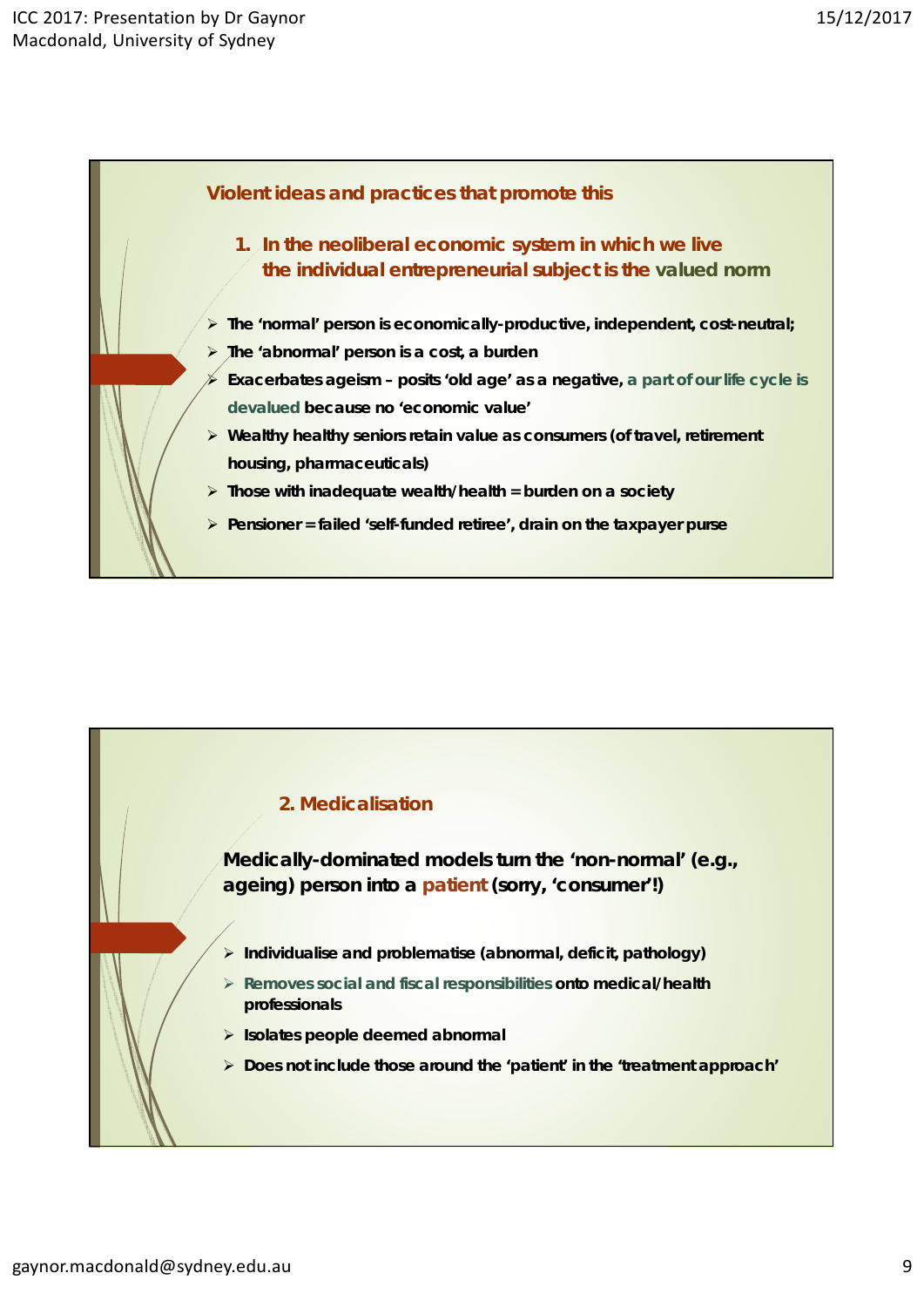## Violent ideas and practices that promote this

### 1. In the neoliberal economic system in which we live the individual entrepreneurial subject is the valued norm

- **The 'normal' person is economically-productive, independent, cost-neutral;**
- **The 'abnormal' person is a cost, a burden**
- **Exacerbates ageism – posits 'old age' as a negative, a part of our life cycle is devalued because no 'economic value'**
- **Wealthy healthy seniors retain value as consumers (of travel, retirement housing, pharmaceuticals)**
- **Those with inadequate wealth/health = burden on a society**
- **Pensioner = failed 'self-funded retiree', drain on the taxpayer purse**

### 2. Medicalisation

**Medically-dominated models turn the 'non-normal' (e.g., ageing) person into a patient (sorry, 'consumer'!)**

- **Individualise and problematise (abnormal, deficit, pathology)**
- **Removes social and fiscal responsibilities onto medical/health professionals**
- **Isolates people deemed abnormal**
- **Does not include those around the 'patient' in the 'treatment approach'**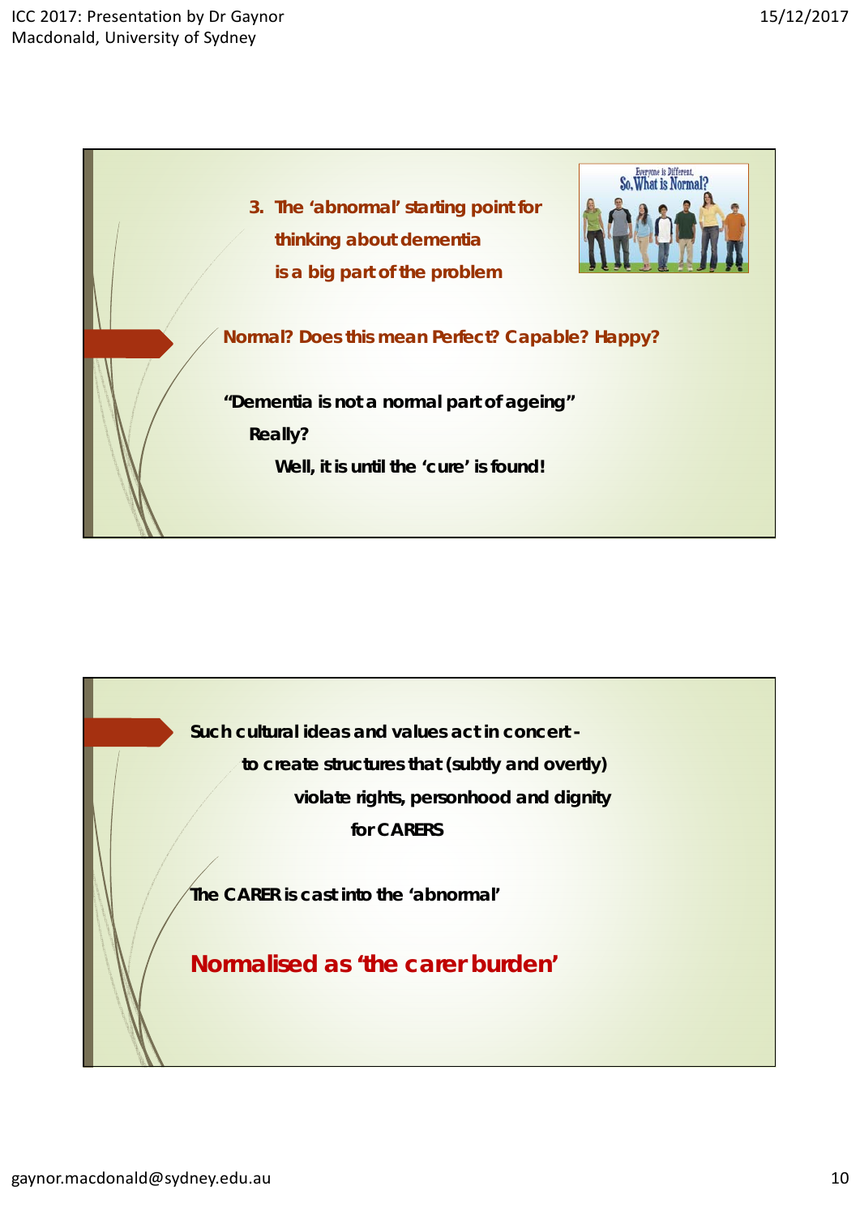### 3. The 'abnormal' starting point for thinking about dementia is a big part of the problem

**Normal? Does this mean Perfect? Capable? Happy?**

**"Dementia is not a normal part of ageing"**

**Really?**

**Well, it is until the 'cure' is found!**

---

**Such cultural ideas and values act in concert -**

**to create structures that (subtly and overtly)**

**violate rights, personhood and dignity**

**for CARERS**

**The CARER is cast into the 'abnormal'**

## Normalised as 'the carer burden'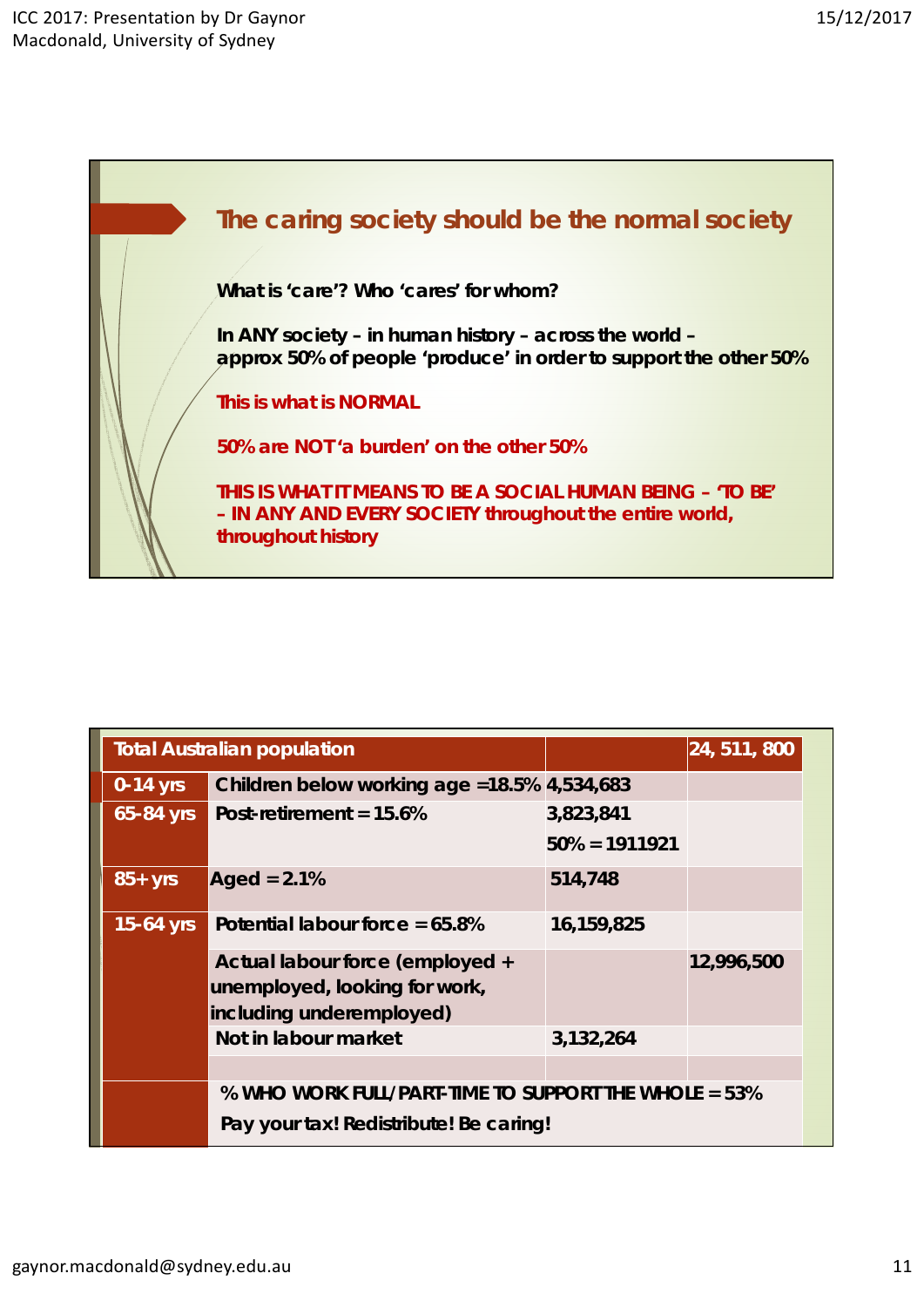## The caring society should be the normal society

**What is 'care'? Who 'cares' for whom?**

**In ANY society – in human history – across the world – approx 50% of people 'produce' in order to support the other 50%**

**This is what is NORMAL**

**50% are NOT 'a burden' on the other 50%**

**THIS IS WHAT IT MEANS TO BE A SOCIAL HUMAN BEING – 'TO BE' – IN ANY AND EVERY SOCIETY throughout the entire world, throughout history**

| Total Australian population | | | 24, 511, 800 |
|---|---|---|---|
| 0-14 yrs | Children below working age =18.5% | 4,534,683 | |
| 65-84 yrs | Post-retirement = 15.6% | 3,823,841<br>50% = 1911921 | |
| 85+ yrs | Aged = 2.1% | 514,748 | |
| 15-64 yrs | Potential labour force = 65.8% | 16,159,825 | |
| | Actual labour force (employed + unemployed, looking for work, including underemployed) | | 12,996,500 |
| | Not in labour market | 3,132,264 | |
| | | | |
| | % WHO WORK FULL/PART-TIME TO SUPPORT THE WHOLE = 53%<br>Pay your tax! Redistribute! Be caring! | | |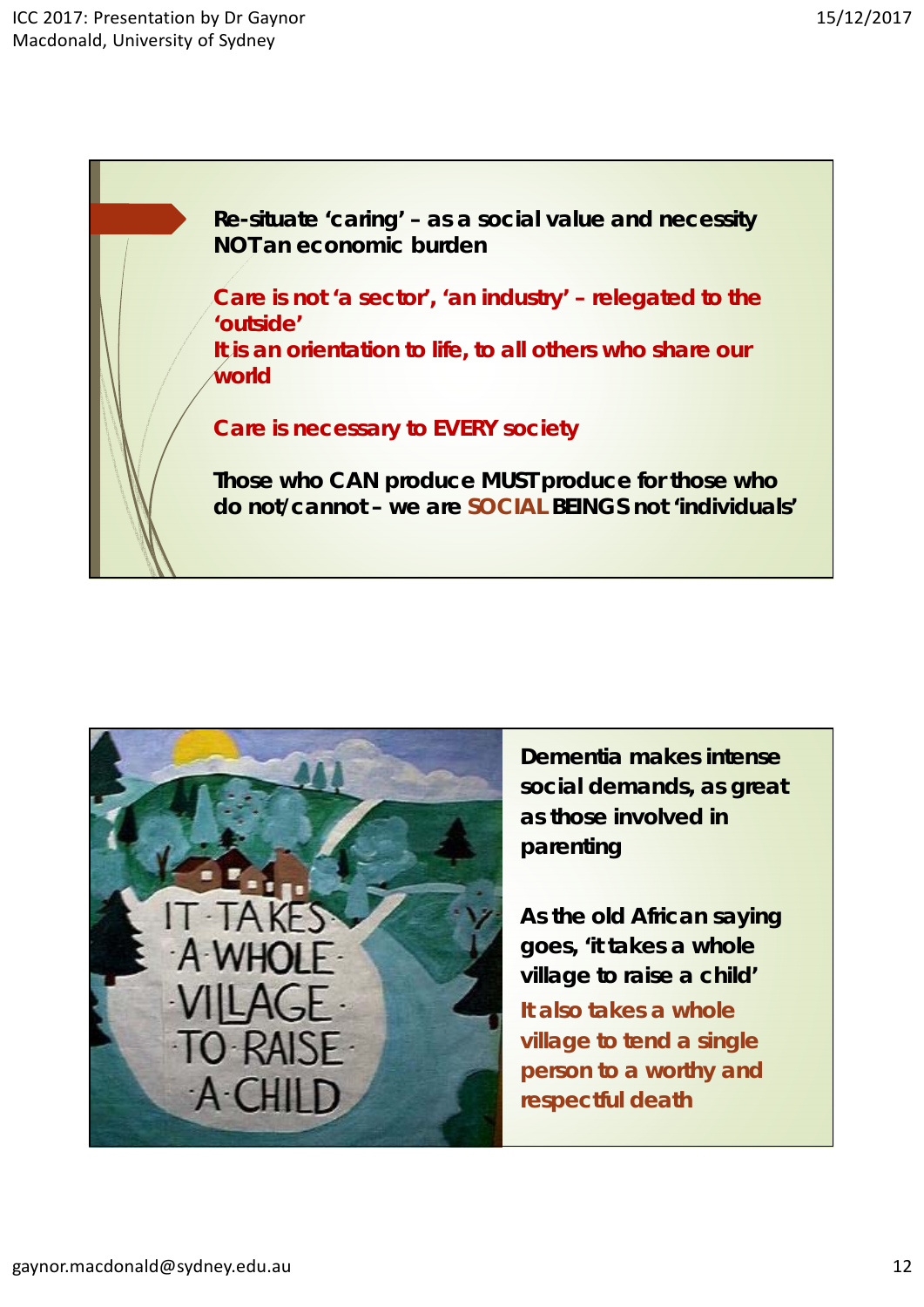**Re-situate 'caring' – as a social value and necessity NOT an economic burden**

**Care is not 'a sector', 'an industry' – relegated to the 'outside'**
**It is an orientation to life, to all others who share our world**

**Care is necessary to EVERY society**

**Those who CAN produce MUST produce for those who do not/cannot – we are SOCIAL BEINGS not 'individuals'**

**Dementia makes intense social demands, as great as those involved in parenting**

**As the old African saying goes, 'it takes a whole village to raise a child'**

**It also takes a whole village to tend a single person to a worthy and respectful death**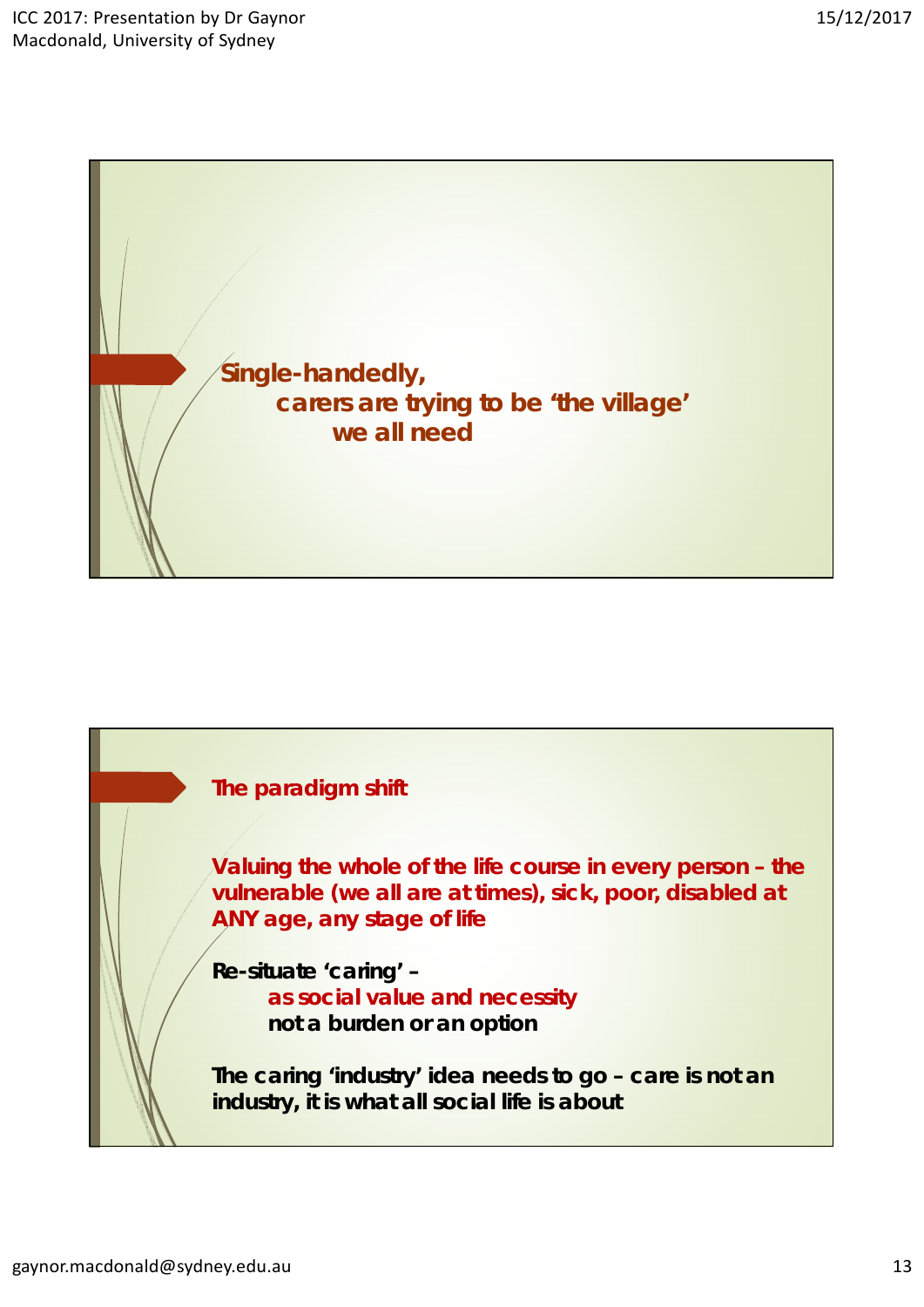**Single-handedly,
carers are trying to be 'the village'
we all need**

## The paradigm shift

**Valuing the whole of the life course in every person – the vulnerable (we all are at times), sick, poor, disabled at ANY age, any stage of life**

**Re-situate 'caring' –**
**as social value and necessity**
**not a burden or an option**

**The caring 'industry' idea needs to go – care is not an industry, it is what all social life is about**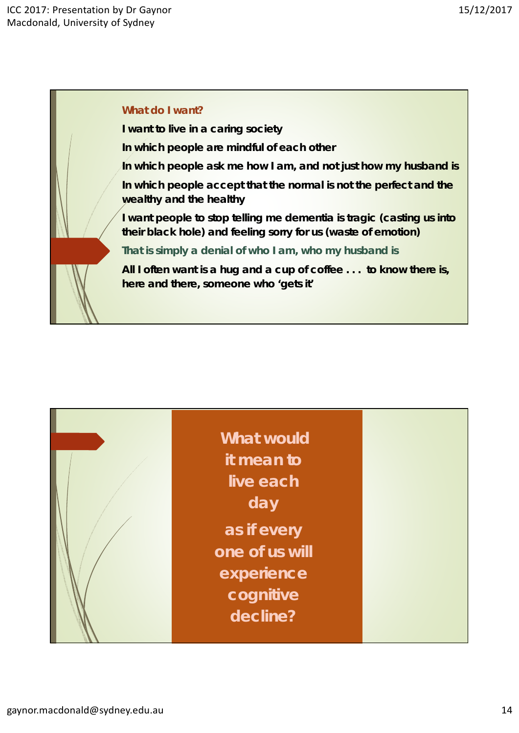## What do I want?

I want to live in a caring society

In which people are mindful of each other

In which people ask me how I am, and not just how my husband is

In which people accept that the normal is not the perfect and the wealthy and the healthy

I want people to stop telling me dementia is tragic (casting us into their black hole) and feeling sorry for us (waste of emotion)

That is simply a denial of who I am, who my husband is

All I often want is a hug and a cup of coffee . . . to know there is, here and there, someone who 'gets it'

---

**What would it mean to live each day as if every one of us will experience cognitive decline?**